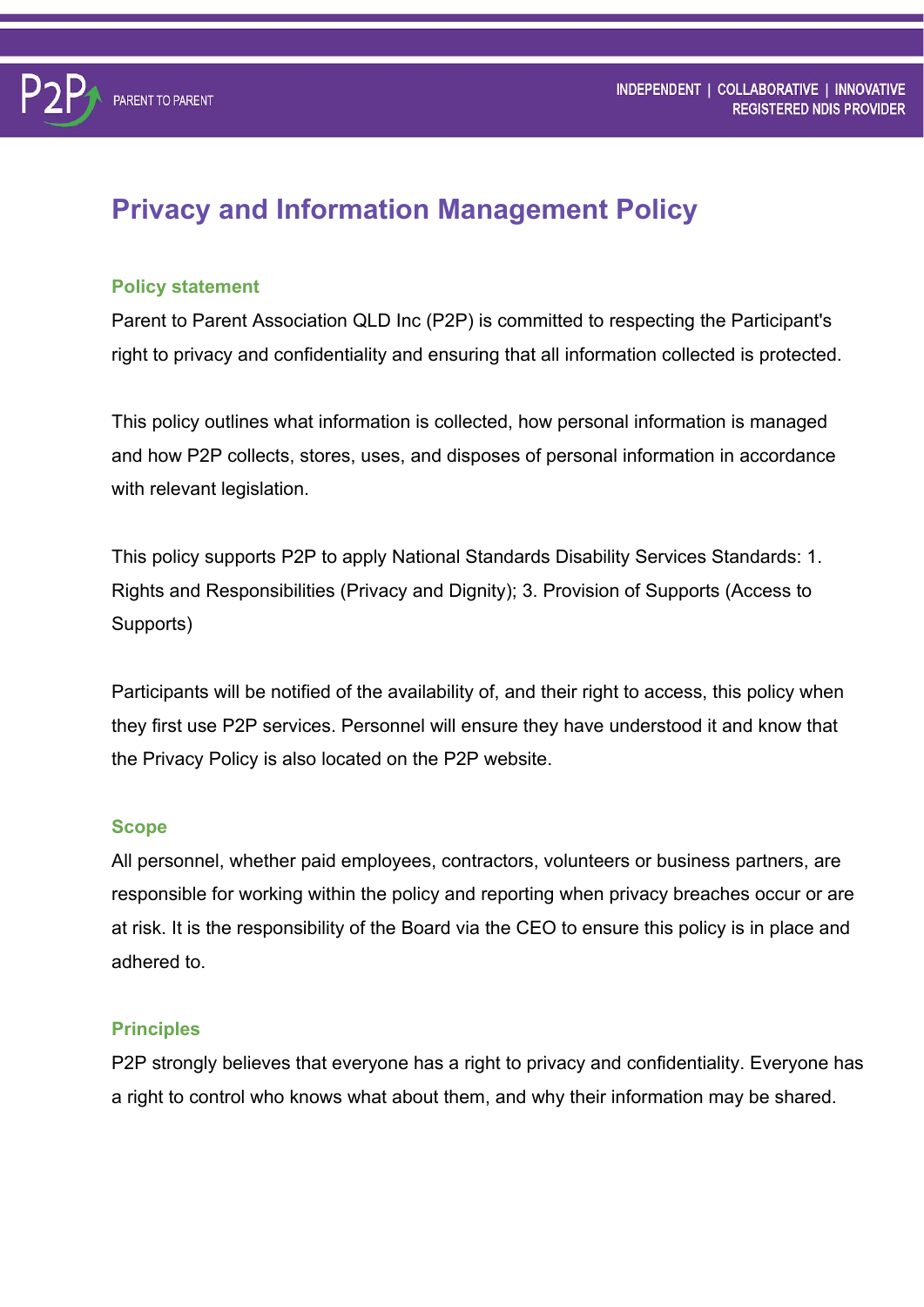# Privacy and Information Management Policy

## Policy statement

Parent to Parent Association QLD Inc (P2P) is committed to respecting the Participant's right to privacy and confidentiality and ensuring that all information collected is protected.

This policy outlines what information is collected, how personal information is managed and how P2P collects, stores, uses, and disposes of personal information in accordance with relevant legislation.

This policy supports P2P to apply National Standards Disability Services Standards: 1. Rights and Responsibilities (Privacy and Dignity); 3. Provision of Supports (Access to Supports)

Participants will be notified of the availability of, and their right to access, this policy when they first use P2P services. Personnel will ensure they have understood it and know that the Privacy Policy is also located on the P2P website.

## Scope

All personnel, whether paid employees, contractors, volunteers or business partners, are responsible for working within the policy and reporting when privacy breaches occur or are at risk. It is the responsibility of the Board via the CEO to ensure this policy is in place and adhered to.

## Principles

P2P strongly believes that everyone has a right to privacy and confidentiality. Everyone has a right to control who knows what about them, and why their information may be shared.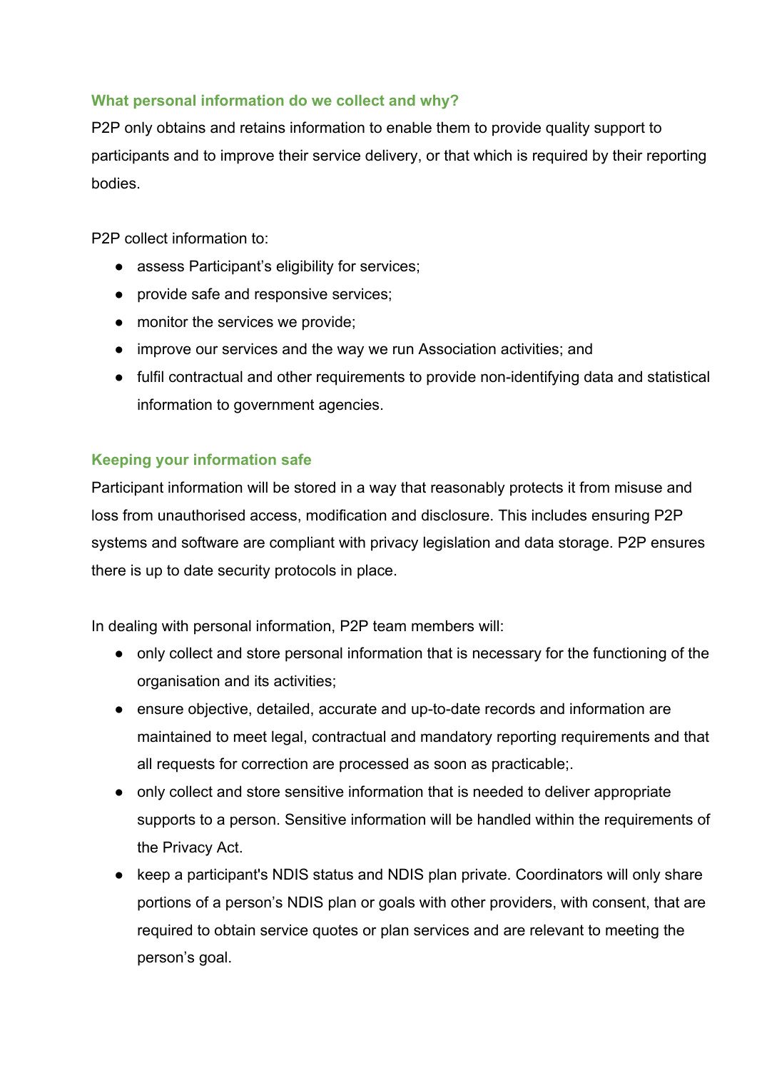### What personal information do we collect and why?

P2P only obtains and retains information to enable them to provide quality support to participants and to improve their service delivery, or that which is required by their reporting bodies.

P2P collect information to:

- assess Participant's eligibility for services;
- provide safe and responsive services;
- monitor the services we provide;
- improve our services and the way we run Association activities; and
- fulfil contractual and other requirements to provide non-identifying data and statistical information to government agencies.

### Keeping your information safe

Participant information will be stored in a way that reasonably protects it from misuse and loss from unauthorised access, modification and disclosure. This includes ensuring P2P systems and software are compliant with privacy legislation and data storage. P2P ensures there is up to date security protocols in place.

In dealing with personal information, P2P team members will:

- only collect and store personal information that is necessary for the functioning of the organisation and its activities;
- ensure objective, detailed, accurate and up-to-date records and information are maintained to meet legal, contractual and mandatory reporting requirements and that all requests for correction are processed as soon as practicable;.
- only collect and store sensitive information that is needed to deliver appropriate supports to a person. Sensitive information will be handled within the requirements of the Privacy Act.
- keep a participant's NDIS status and NDIS plan private. Coordinators will only share portions of a person's NDIS plan or goals with other providers, with consent, that are required to obtain service quotes or plan services and are relevant to meeting the person's goal.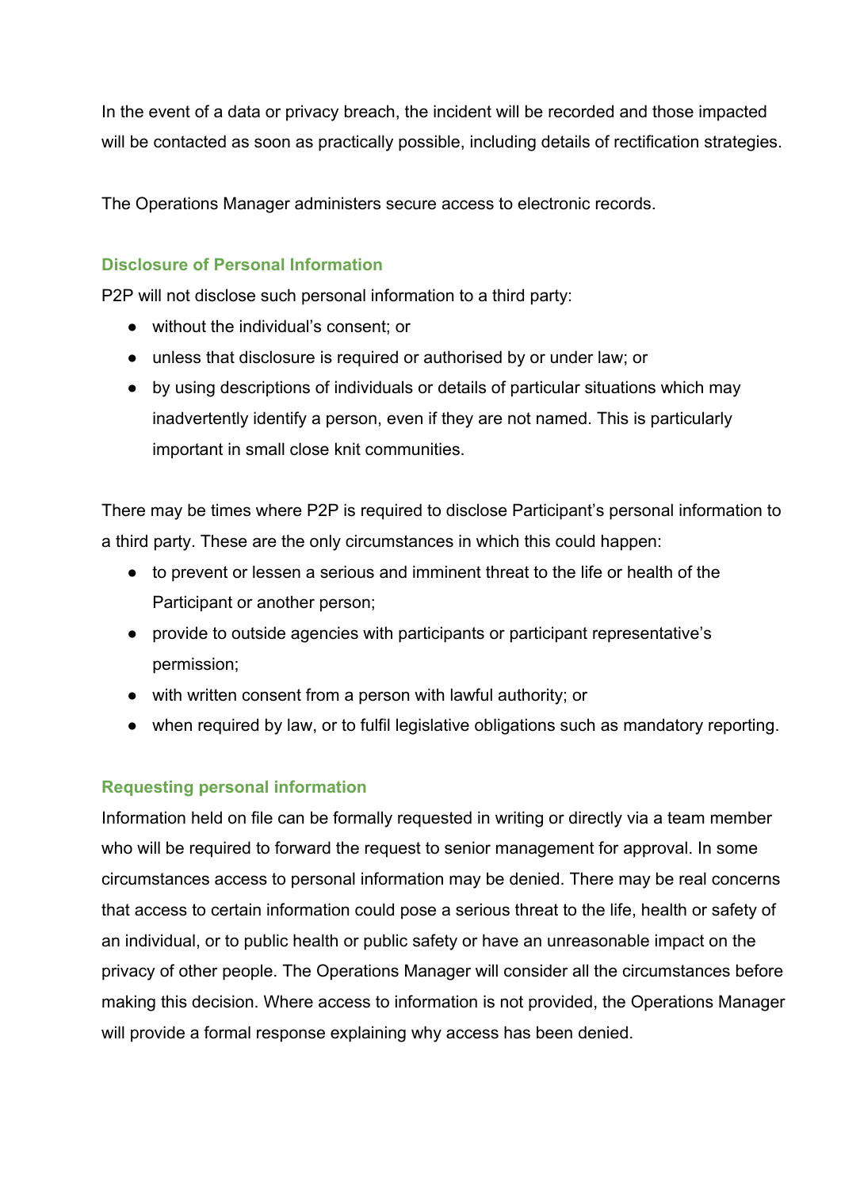In the event of a data or privacy breach, the incident will be recorded and those impacted will be contacted as soon as practically possible, including details of rectification strategies.

The Operations Manager administers secure access to electronic records.

## Disclosure of Personal Information

P2P will not disclose such personal information to a third party:

- without the individual's consent; or
- unless that disclosure is required or authorised by or under law; or
- by using descriptions of individuals or details of particular situations which may inadvertently identify a person, even if they are not named. This is particularly important in small close knit communities.

There may be times where P2P is required to disclose Participant's personal information to a third party. These are the only circumstances in which this could happen:

- to prevent or lessen a serious and imminent threat to the life or health of the Participant or another person;
- provide to outside agencies with participants or participant representative's permission;
- with written consent from a person with lawful authority; or
- when required by law, or to fulfil legislative obligations such as mandatory reporting.

## Requesting personal information

Information held on file can be formally requested in writing or directly via a team member who will be required to forward the request to senior management for approval. In some circumstances access to personal information may be denied. There may be real concerns that access to certain information could pose a serious threat to the life, health or safety of an individual, or to public health or public safety or have an unreasonable impact on the privacy of other people. The Operations Manager will consider all the circumstances before making this decision. Where access to information is not provided, the Operations Manager will provide a formal response explaining why access has been denied.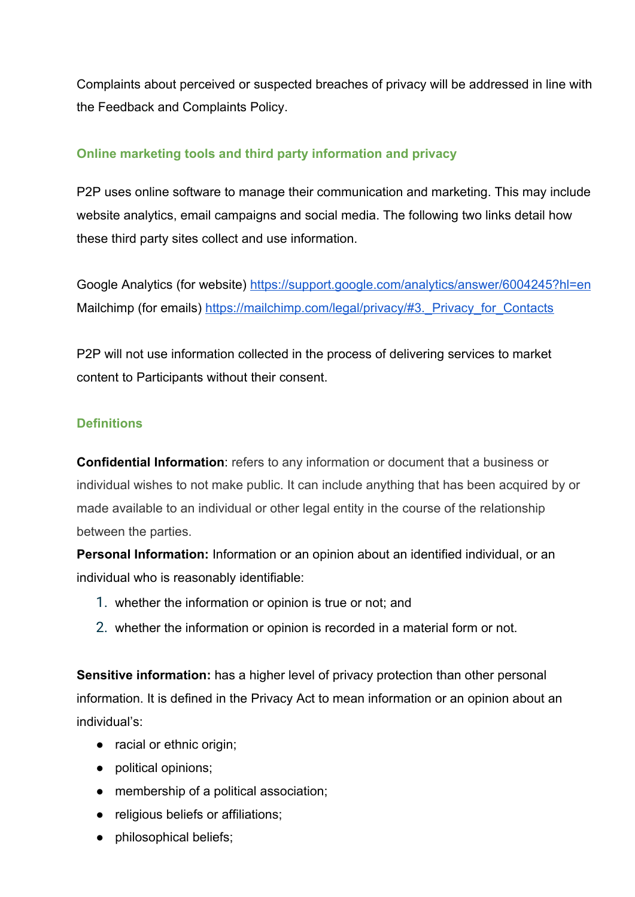Complaints about perceived or suspected breaches of privacy will be addressed in line with the Feedback and Complaints Policy.

### Online marketing tools and third party information and privacy

P2P uses online software to manage their communication and marketing. This may include website analytics, email campaigns and social media. The following two links detail how these third party sites collect and use information.

Google Analytics (for website) [https://support.google.com/analytics/answer/6004245?hl=en](https://support.google.com/analytics/answer/6004245?hl=en)
Mailchimp (for emails) [https://mailchimp.com/legal/privacy/#3._Privacy_for_Contacts](https://mailchimp.com/legal/privacy/#3._Privacy_for_Contacts)

P2P will not use information collected in the process of delivering services to market content to Participants without their consent.

### Definitions

**Confidential Information**: refers to any information or document that a business or individual wishes to not make public. It can include anything that has been acquired by or made available to an individual or other legal entity in the course of the relationship between the parties.

**Personal Information:** Information or an opinion about an identified individual, or an individual who is reasonably identifiable:

1. whether the information or opinion is true or not; and
2. whether the information or opinion is recorded in a material form or not.

**Sensitive information:** has a higher level of privacy protection than other personal information. It is defined in the Privacy Act to mean information or an opinion about an individual's:

- racial or ethnic origin;
- political opinions;
- membership of a political association;
- religious beliefs or affiliations;
- philosophical beliefs;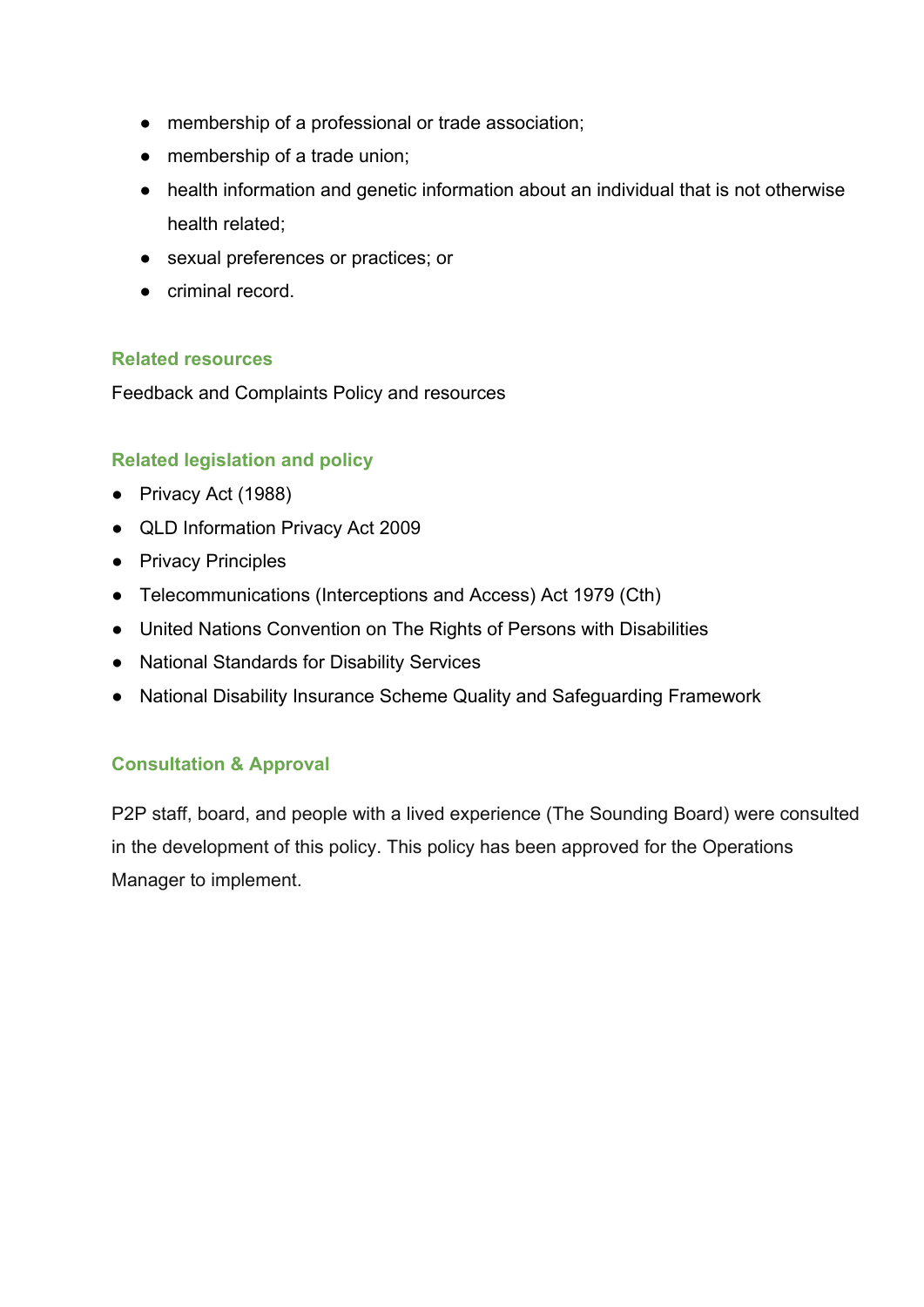- membership of a professional or trade association;
- membership of a trade union;
- health information and genetic information about an individual that is not otherwise health related;
- sexual preferences or practices; or
- criminal record.

### Related resources

Feedback and Complaints Policy and resources

### Related legislation and policy

- Privacy Act (1988)
- QLD Information Privacy Act 2009
- Privacy Principles
- Telecommunications (Interceptions and Access) Act 1979 (Cth)
- United Nations Convention on The Rights of Persons with Disabilities
- National Standards for Disability Services
- National Disability Insurance Scheme Quality and Safeguarding Framework

### Consultation & Approval

P2P staff, board, and people with a lived experience (The Sounding Board) were consulted in the development of this policy. This policy has been approved for the Operations Manager to implement.